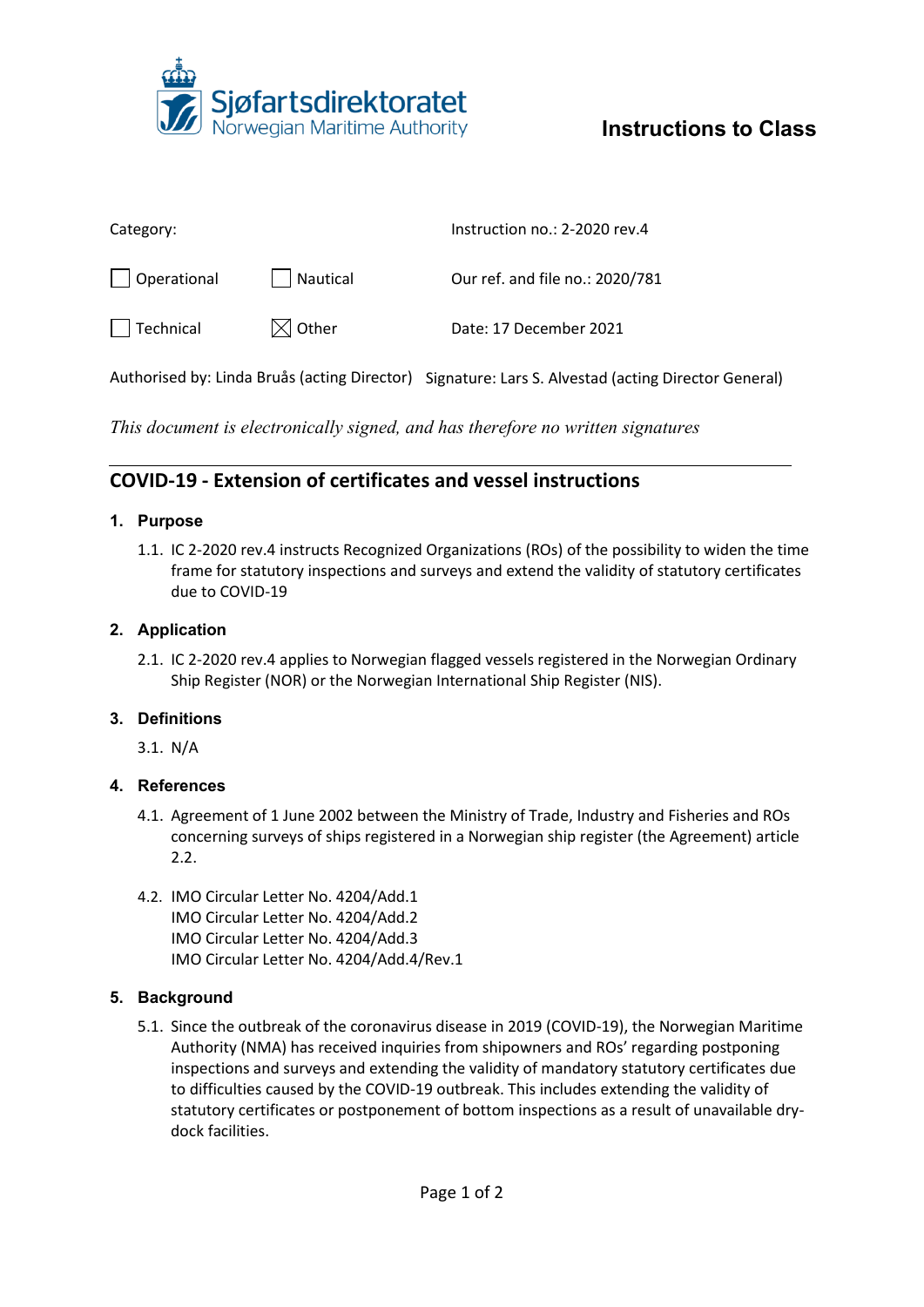Sjøfartsdirektoratet
Norwegian Maritime Authority

# Instructions to Class

| Category: | | Instruction no.: 2-2020 rev.4 |
|---|---|---|
| ☐ Operational | ☐ Nautical | Our ref. and file no.: 2020/781 |
| ☐ Technical | ☒ Other | Date: 17 December 2021 |

Authorised by: Linda Bruås (acting Director) Signature: Lars S. Alvestad (acting Director General)

*This document is electronically signed, and has therefore no written signatures*

---

## COVID-19 - Extension of certificates and vessel instructions

### 1. Purpose

1.1. IC 2-2020 rev.4 instructs Recognized Organizations (ROs) of the possibility to widen the time frame for statutory inspections and surveys and extend the validity of statutory certificates due to COVID-19

### 2. Application

2.1. IC 2-2020 rev.4 applies to Norwegian flagged vessels registered in the Norwegian Ordinary Ship Register (NOR) or the Norwegian International Ship Register (NIS).

### 3. Definitions

3.1. N/A

### 4. References

4.1. Agreement of 1 June 2002 between the Ministry of Trade, Industry and Fisheries and ROs concerning surveys of ships registered in a Norwegian ship register (the Agreement) article 2.2.

4.2. IMO Circular Letter No. 4204/Add.1
IMO Circular Letter No. 4204/Add.2
IMO Circular Letter No. 4204/Add.3
IMO Circular Letter No. 4204/Add.4/Rev.1

### 5. Background

5.1. Since the outbreak of the coronavirus disease in 2019 (COVID-19), the Norwegian Maritime Authority (NMA) has received inquiries from shipowners and ROs' regarding postponing inspections and surveys and extending the validity of mandatory statutory certificates due to difficulties caused by the COVID-19 outbreak. This includes extending the validity of statutory certificates or postponement of bottom inspections as a result of unavailable dry-dock facilities.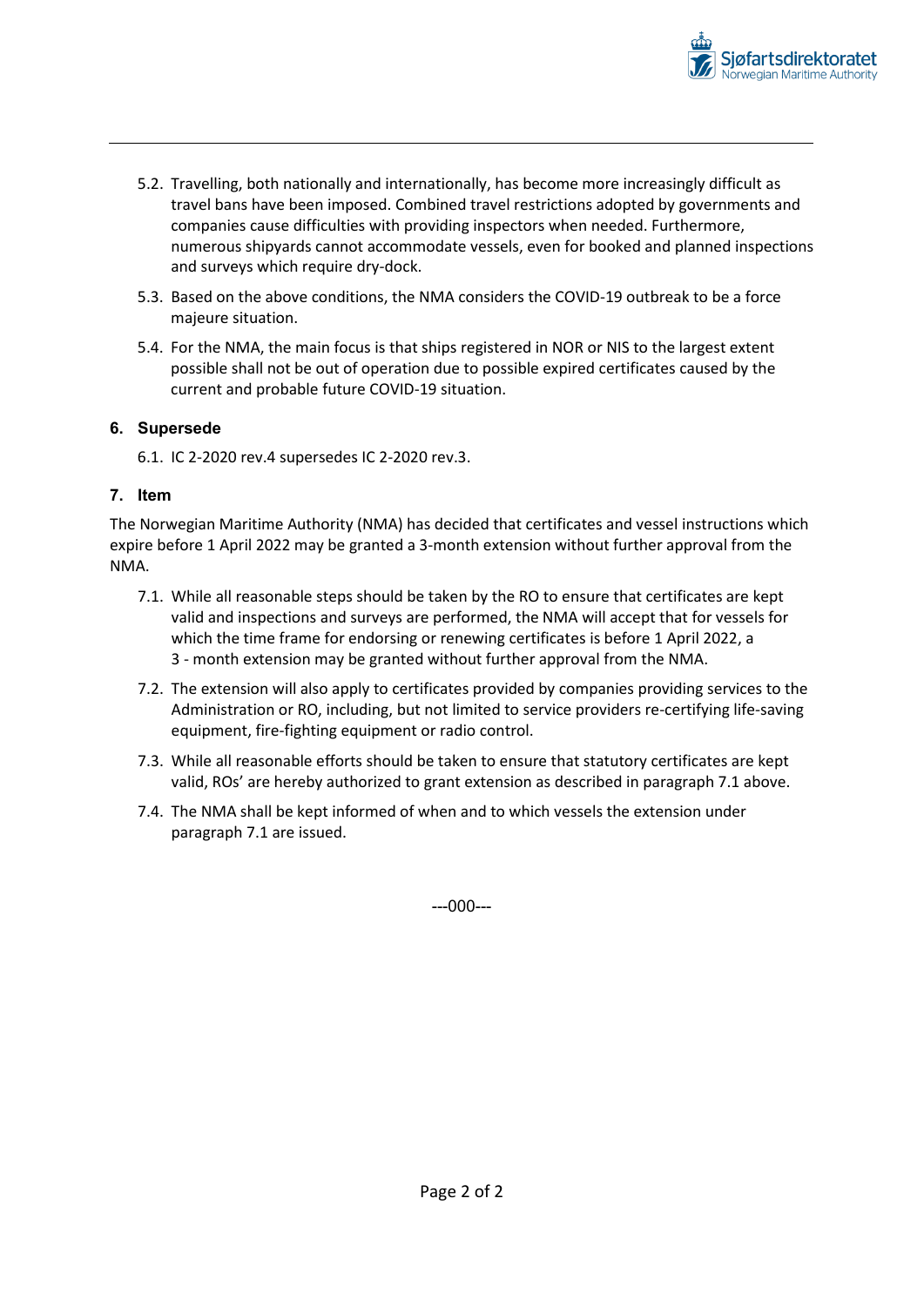5.2. Travelling, both nationally and internationally, has become more increasingly difficult as travel bans have been imposed. Combined travel restrictions adopted by governments and companies cause difficulties with providing inspectors when needed. Furthermore, numerous shipyards cannot accommodate vessels, even for booked and planned inspections and surveys which require dry-dock.

5.3. Based on the above conditions, the NMA considers the COVID-19 outbreak to be a force majeure situation.

5.4. For the NMA, the main focus is that ships registered in NOR or NIS to the largest extent possible shall not be out of operation due to possible expired certificates caused by the current and probable future COVID-19 situation.

## 6. Supersede

6.1. IC 2-2020 rev.4 supersedes IC 2-2020 rev.3.

## 7. Item

The Norwegian Maritime Authority (NMA) has decided that certificates and vessel instructions which expire before 1 April 2022 may be granted a 3-month extension without further approval from the NMA.

7.1. While all reasonable steps should be taken by the RO to ensure that certificates are kept valid and inspections and surveys are performed, the NMA will accept that for vessels for which the time frame for endorsing or renewing certificates is before 1 April 2022, a 3 - month extension may be granted without further approval from the NMA.

7.2. The extension will also apply to certificates provided by companies providing services to the Administration or RO, including, but not limited to service providers re-certifying life-saving equipment, fire-fighting equipment or radio control.

7.3. While all reasonable efforts should be taken to ensure that statutory certificates are kept valid, ROs' are hereby authorized to grant extension as described in paragraph 7.1 above.

7.4. The NMA shall be kept informed of when and to which vessels the extension under paragraph 7.1 are issued.

---000---